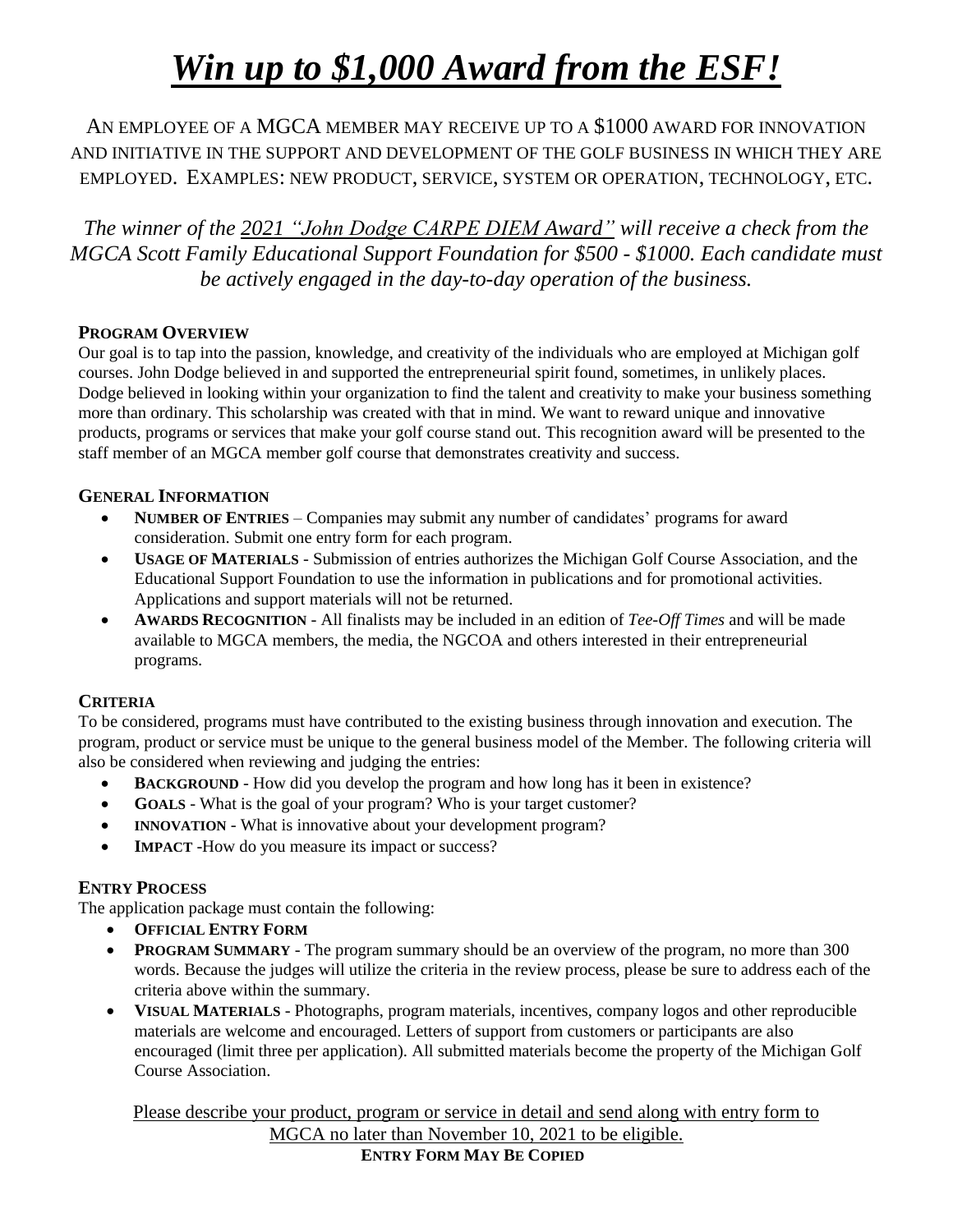# *Win up to $1,000 Award from the ESF!*

AN EMPLOYEE OF A MGCA MEMBER MAY RECEIVE UP TO A $1000 AWARD FOR INNOVATION AND INITIATIVE IN THE SUPPORT AND DEVELOPMENT OF THE GOLF BUSINESS IN WHICH THEY ARE EMPLOYED. EXAMPLES: NEW PRODUCT, SERVICE, SYSTEM OR OPERATION, TECHNOLOGY, ETC.

*The winner of the 2021 "John Dodge CARPE DIEM Award" will receive a check from the MGCA Scott Family Educational Support Foundation for $500 - $1000. Each candidate must be actively engaged in the day-to-day operation of the business.*

### PROGRAM OVERVIEW

Our goal is to tap into the passion, knowledge, and creativity of the individuals who are employed at Michigan golf courses. John Dodge believed in and supported the entrepreneurial spirit found, sometimes, in unlikely places. Dodge believed in looking within your organization to find the talent and creativity to make your business something more than ordinary. This scholarship was created with that in mind. We want to reward unique and innovative products, programs or services that make your golf course stand out. This recognition award will be presented to the staff member of an MGCA member golf course that demonstrates creativity and success.

### GENERAL INFORMATION

- **NUMBER OF ENTRIES** – Companies may submit any number of candidates' programs for award consideration. Submit one entry form for each program.
- **USAGE OF MATERIALS** - Submission of entries authorizes the Michigan Golf Course Association, and the Educational Support Foundation to use the information in publications and for promotional activities. Applications and support materials will not be returned.
- **AWARDS RECOGNITION** - All finalists may be included in an edition of *Tee-Off Times* and will be made available to MGCA members, the media, the NGCOA and others interested in their entrepreneurial programs.

### CRITERIA

To be considered, programs must have contributed to the existing business through innovation and execution. The program, product or service must be unique to the general business model of the Member. The following criteria will also be considered when reviewing and judging the entries:

- **BACKGROUND** - How did you develop the program and how long has it been in existence?
- **GOALS** - What is the goal of your program? Who is your target customer?
- **INNOVATION** - What is innovative about your development program?
- **IMPACT** -How do you measure its impact or success?

### ENTRY PROCESS

The application package must contain the following:

- **OFFICIAL ENTRY FORM**
- **PROGRAM SUMMARY** - The program summary should be an overview of the program, no more than 300 words. Because the judges will utilize the criteria in the review process, please be sure to address each of the criteria above within the summary.
- **VISUAL MATERIALS** - Photographs, program materials, incentives, company logos and other reproducible materials are welcome and encouraged. Letters of support from customers or participants are also encouraged (limit three per application). All submitted materials become the property of the Michigan Golf Course Association.

Please describe your product, program or service in detail and send along with entry form to MGCA no later than November 10, 2021 to be eligible.

**ENTRY FORM MAY BE COPIED**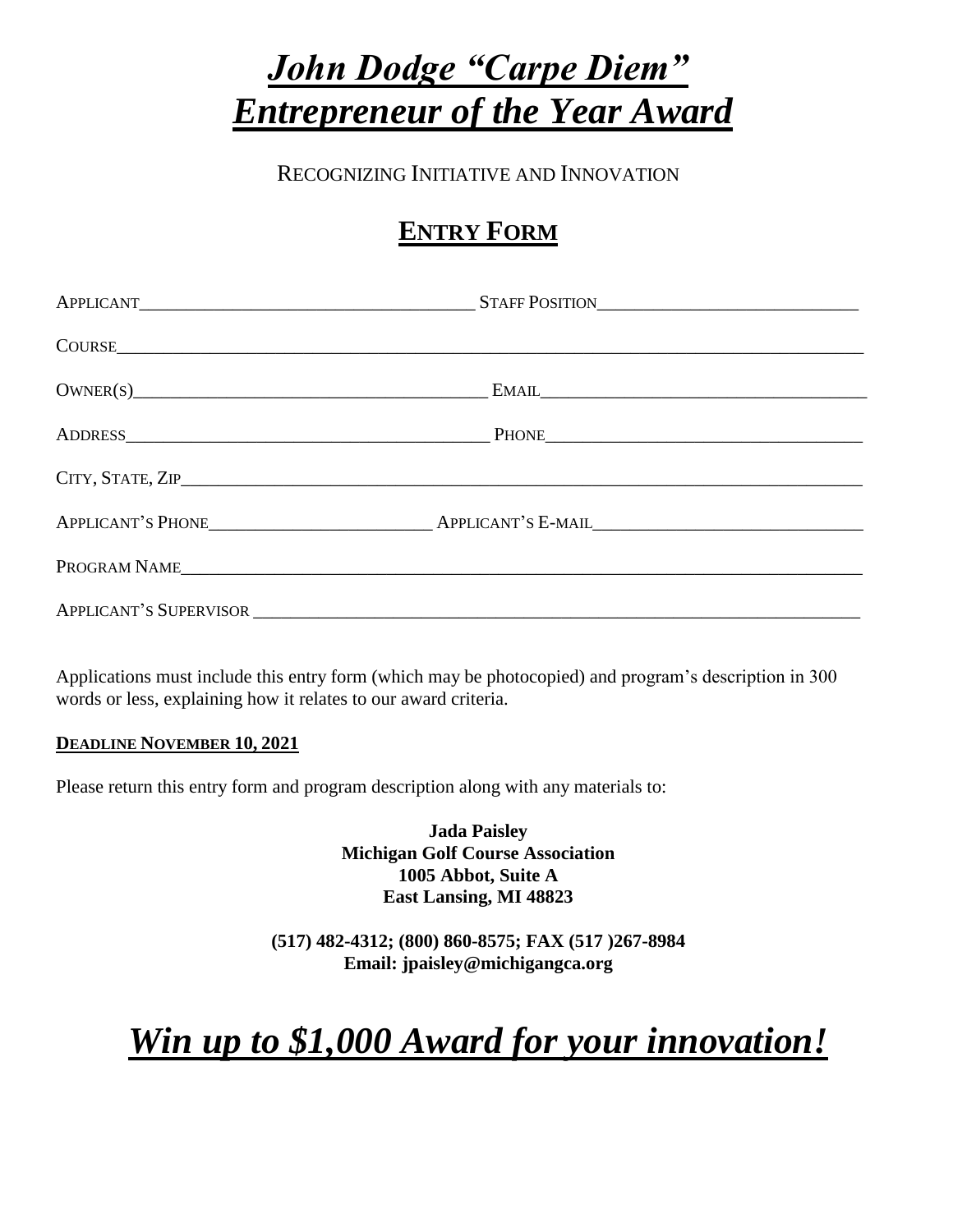# ***John Dodge "Carpe Diem" Entrepreneur of the Year Award***

RECOGNIZING INITIATIVE AND INNOVATION

## **ENTRY FORM**

APPLICANT\_\_\_\_\_\_\_\_\_\_\_\_\_\_\_\_\_\_\_\_\_\_\_\_\_\_\_\_\_\_\_\_\_\_\_\_ STAFF POSITION\_\_\_\_\_\_\_\_\_\_\_\_\_\_\_\_\_\_\_\_\_\_\_\_\_\_\_\_

COURSE\_\_\_\_\_\_\_\_\_\_\_\_\_\_\_\_\_\_\_\_\_\_\_\_\_\_\_\_\_\_\_\_\_\_\_\_\_\_\_\_\_\_\_\_\_\_\_\_\_\_\_\_\_\_\_\_\_\_\_\_\_\_\_\_\_\_\_\_\_\_\_\_\_\_\_\_\_

OWNER(S)\_\_\_\_\_\_\_\_\_\_\_\_\_\_\_\_\_\_\_\_\_\_\_\_\_\_\_\_\_\_\_\_\_\_\_\_\_\_ EMAIL\_\_\_\_\_\_\_\_\_\_\_\_\_\_\_\_\_\_\_\_\_\_\_\_\_\_\_\_\_\_\_\_\_\_\_\_

ADDRESS\_\_\_\_\_\_\_\_\_\_\_\_\_\_\_\_\_\_\_\_\_\_\_\_\_\_\_\_\_\_\_\_\_\_\_\_\_\_\_ PHONE\_\_\_\_\_\_\_\_\_\_\_\_\_\_\_\_\_\_\_\_\_\_\_\_\_\_\_\_\_\_\_\_\_\_

CITY, STATE, ZIP\_\_\_\_\_\_\_\_\_\_\_\_\_\_\_\_\_\_\_\_\_\_\_\_\_\_\_\_\_\_\_\_\_\_\_\_\_\_\_\_\_\_\_\_\_\_\_\_\_\_\_\_\_\_\_\_\_\_\_\_\_\_\_\_\_\_\_\_\_\_\_

APPLICANT'S PHONE\_\_\_\_\_\_\_\_\_\_\_\_\_\_\_\_\_\_\_\_\_\_\_\_ APPLICANT'S E-MAIL\_\_\_\_\_\_\_\_\_\_\_\_\_\_\_\_\_\_\_\_\_\_\_\_\_\_\_\_\_

PROGRAM NAME\_\_\_\_\_\_\_\_\_\_\_\_\_\_\_\_\_\_\_\_\_\_\_\_\_\_\_\_\_\_\_\_\_\_\_\_\_\_\_\_\_\_\_\_\_\_\_\_\_\_\_\_\_\_\_\_\_\_\_\_\_\_\_\_\_\_\_\_\_\_\_\_

APPLICANT'S SUPERVISOR \_\_\_\_\_\_\_\_\_\_\_\_\_\_\_\_\_\_\_\_\_\_\_\_\_\_\_\_\_\_\_\_\_\_\_\_\_\_\_\_\_\_\_\_\_\_\_\_\_\_\_\_\_\_\_\_\_\_\_\_\_\_\_\_

Applications must include this entry form (which may be photocopied) and program's description in 300 words or less, explaining how it relates to our award criteria.

**DEADLINE NOVEMBER 10, 2021**

Please return this entry form and program description along with any materials to:

**Jada Paisley**
**Michigan Golf Course Association**
**1005 Abbot, Suite A**
**East Lansing, MI 48823**

**(517) 482-4312; (800) 860-8575; FAX (517 )267-8984**
**Email: jpaisley@michigangca.org**

# ***Win up to $1,000 Award for your innovation!***